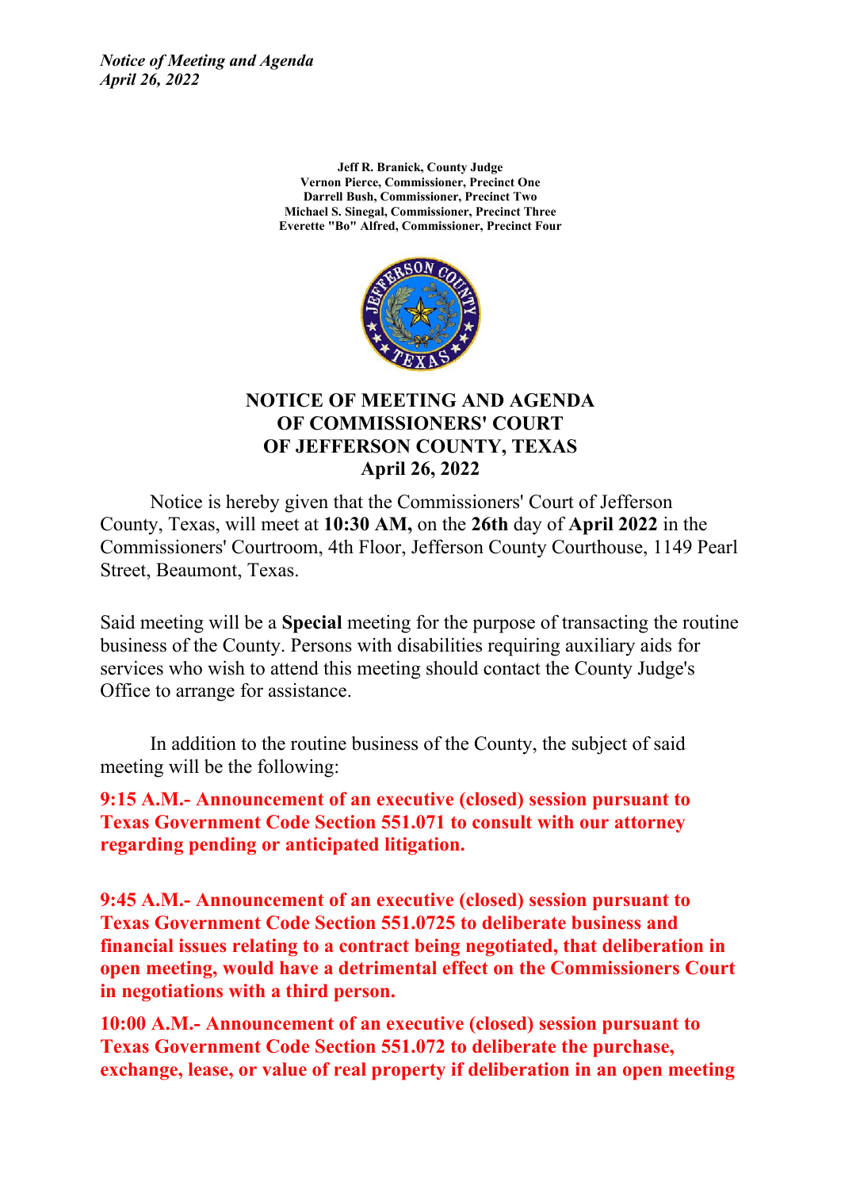*Notice of Meeting and Agenda*
*April 26, 2022*

**Jeff R. Branick, County Judge**
**Vernon Pierce, Commissioner, Precinct One**
**Darrell Bush, Commissioner, Precinct Two**
**Michael S. Sinegal, Commissioner, Precinct Three**
**Everette "Bo" Alfred, Commissioner, Precinct Four**

# NOTICE OF MEETING AND AGENDA OF COMMISSIONERS' COURT OF JEFFERSON COUNTY, TEXAS April 26, 2022

Notice is hereby given that the Commissioners' Court of Jefferson County, Texas, will meet at **10:30 AM,** on the **26th** day of **April 2022** in the Commissioners' Courtroom, 4th Floor, Jefferson County Courthouse, 1149 Pearl Street, Beaumont, Texas.

Said meeting will be a **Special** meeting for the purpose of transacting the routine business of the County. Persons with disabilities requiring auxiliary aids for services who wish to attend this meeting should contact the County Judge's Office to arrange for assistance.

In addition to the routine business of the County, the subject of said meeting will be the following:

**9:15 A.M.- Announcement of an executive (closed) session pursuant to Texas Government Code Section 551.071 to consult with our attorney regarding pending or anticipated litigation.**

**9:45 A.M.- Announcement of an executive (closed) session pursuant to Texas Government Code Section 551.0725 to deliberate business and financial issues relating to a contract being negotiated, that deliberation in open meeting, would have a detrimental effect on the Commissioners Court in negotiations with a third person.**

**10:00 A.M.- Announcement of an executive (closed) session pursuant to Texas Government Code Section 551.072 to deliberate the purchase, exchange, lease, or value of real property if deliberation in an open meeting**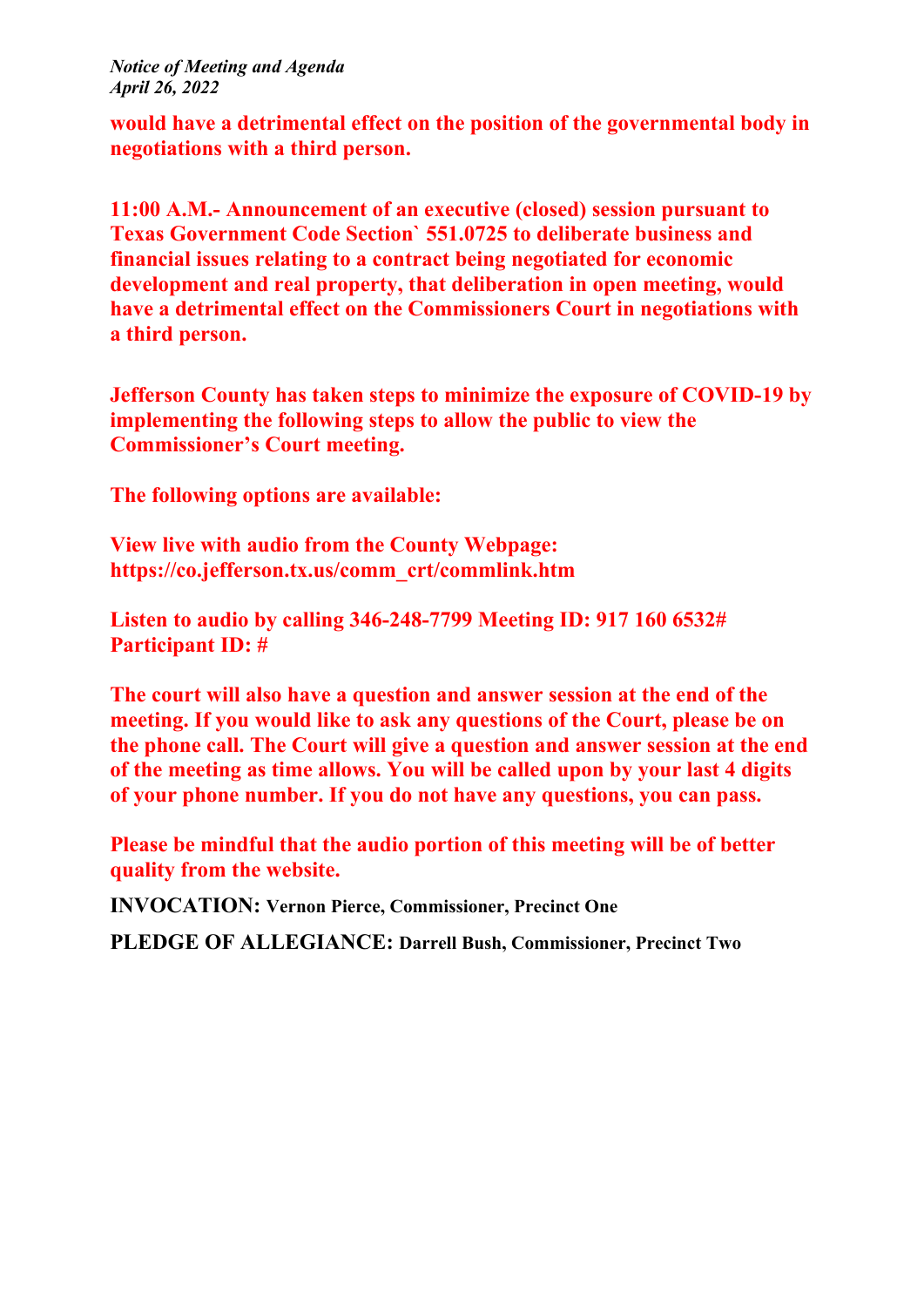**would have a detrimental effect on the position of the governmental body in negotiations with a third person.**

**11:00 A.M.- Announcement of an executive (closed) session pursuant to Texas Government Code Section` 551.0725 to deliberate business and financial issues relating to a contract being negotiated for economic development and real property, that deliberation in open meeting, would have a detrimental effect on the Commissioners Court in negotiations with a third person.**

**Jefferson County has taken steps to minimize the exposure of COVID-19 by implementing the following steps to allow the public to view the Commissioner's Court meeting.**

**The following options are available:**

**View live with audio from the County Webpage: https://co.jefferson.tx.us/comm_crt/commlink.htm**

**Listen to audio by calling 346-248-7799 Meeting ID: 917 160 6532# Participant ID: #**

**The court will also have a question and answer session at the end of the meeting. If you would like to ask any questions of the Court, please be on the phone call. The Court will give a question and answer session at the end of the meeting as time allows. You will be called upon by your last 4 digits of your phone number. If you do not have any questions, you can pass.**

**Please be mindful that the audio portion of this meeting will be of better quality from the website.**

**INVOCATION:** **Vernon Pierce, Commissioner, Precinct One**

**PLEDGE OF ALLEGIANCE:** **Darrell Bush, Commissioner, Precinct Two**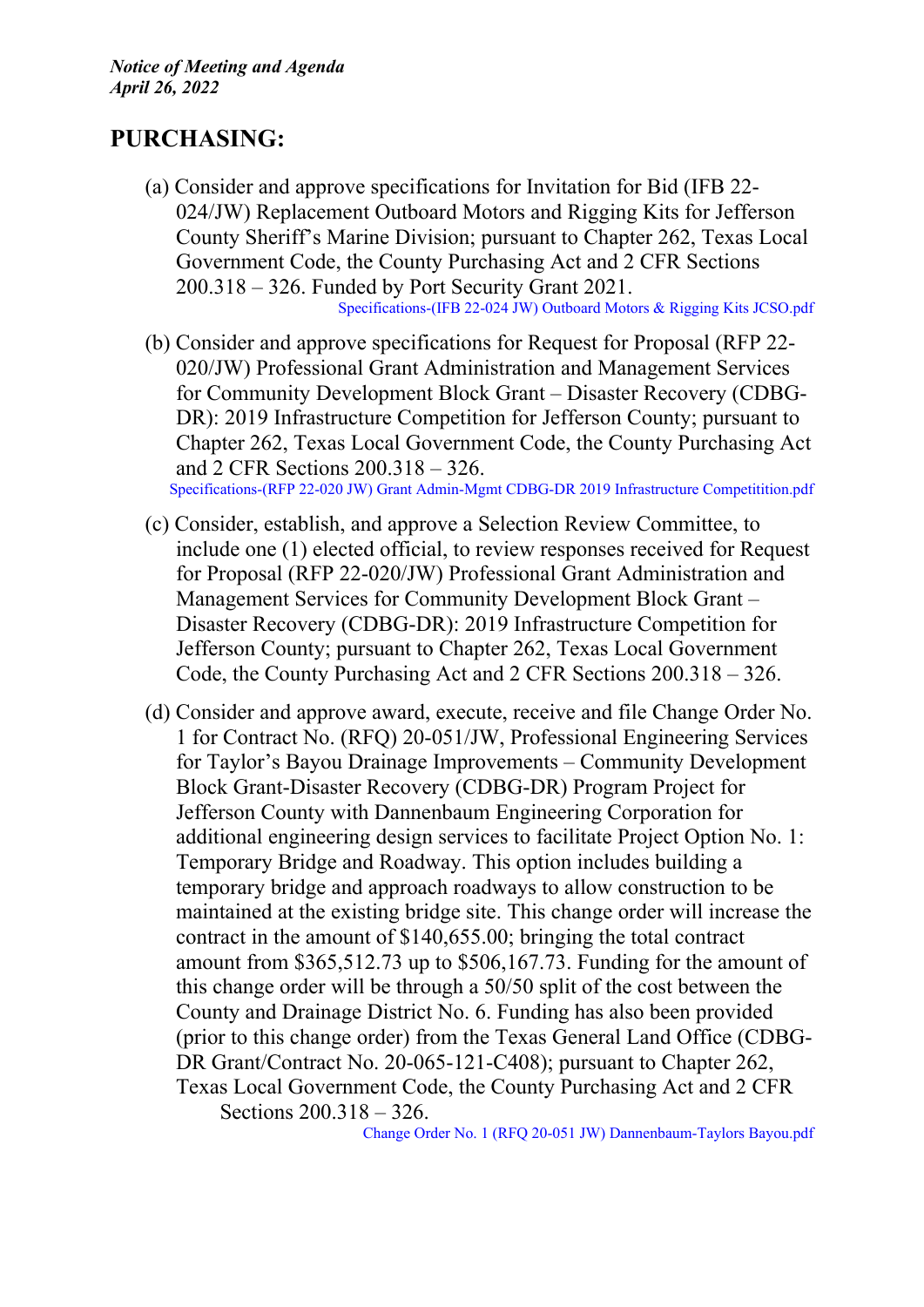## PURCHASING:

(a) Consider and approve specifications for Invitation for Bid (IFB 22-024/JW) Replacement Outboard Motors and Rigging Kits for Jefferson County Sheriff's Marine Division; pursuant to Chapter 262, Texas Local Government Code, the County Purchasing Act and 2 CFR Sections 200.318 – 326. Funded by Port Security Grant 2021.
Specifications-(IFB 22-024 JW) Outboard Motors & Rigging Kits JCSO.pdf

(b) Consider and approve specifications for Request for Proposal (RFP 22-020/JW) Professional Grant Administration and Management Services for Community Development Block Grant – Disaster Recovery (CDBG-DR): 2019 Infrastructure Competition for Jefferson County; pursuant to Chapter 262, Texas Local Government Code, the County Purchasing Act and 2 CFR Sections 200.318 – 326.
Specifications-(RFP 22-020 JW) Grant Admin-Mgmt CDBG-DR 2019 Infrastructure Competitition.pdf

(c) Consider, establish, and approve a Selection Review Committee, to include one (1) elected official, to review responses received for Request for Proposal (RFP 22-020/JW) Professional Grant Administration and Management Services for Community Development Block Grant – Disaster Recovery (CDBG-DR): 2019 Infrastructure Competition for Jefferson County; pursuant to Chapter 262, Texas Local Government Code, the County Purchasing Act and 2 CFR Sections 200.318 – 326.

(d) Consider and approve award, execute, receive and file Change Order No. 1 for Contract No. (RFQ) 20-051/JW, Professional Engineering Services for Taylor's Bayou Drainage Improvements – Community Development Block Grant-Disaster Recovery (CDBG-DR) Program Project for Jefferson County with Dannenbaum Engineering Corporation for additional engineering design services to facilitate Project Option No. 1: Temporary Bridge and Roadway. This option includes building a temporary bridge and approach roadways to allow construction to be maintained at the existing bridge site. This change order will increase the contract in the amount of $140,655.00; bringing the total contract amount from $365,512.73 up to $506,167.73. Funding for the amount of this change order will be through a 50/50 split of the cost between the County and Drainage District No. 6. Funding has also been provided (prior to this change order) from the Texas General Land Office (CDBG-DR Grant/Contract No. 20-065-121-C408); pursuant to Chapter 262, Texas Local Government Code, the County Purchasing Act and 2 CFR Sections 200.318 – 326.
Change Order No. 1 (RFQ 20-051 JW) Dannenbaum-Taylors Bayou.pdf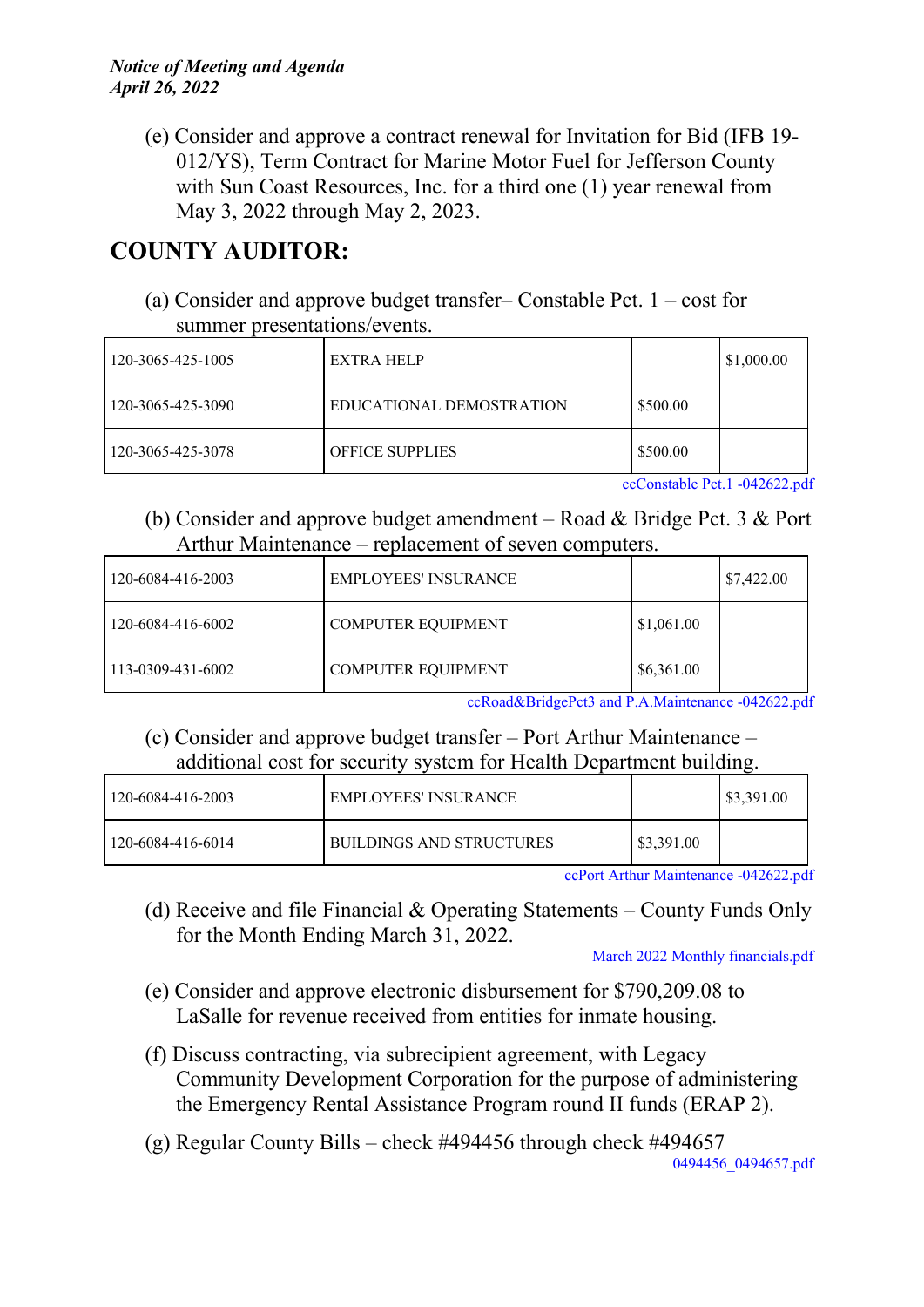(e) Consider and approve a contract renewal for Invitation for Bid (IFB 19-012/YS), Term Contract for Marine Motor Fuel for Jefferson County with Sun Coast Resources, Inc. for a third one (1) year renewal from May 3, 2022 through May 2, 2023.

## COUNTY AUDITOR:

(a) Consider and approve budget transfer– Constable Pct. 1 – cost for summer presentations/events.

| | | | |
|---|---|---|---|
| 120-3065-425-1005 | EXTRA HELP | | $1,000.00 |
| 120-3065-425-3090 | EDUCATIONAL DEMOSTRATION | $500.00 | |
| 120-3065-425-3078 | OFFICE SUPPLIES | $500.00 | |

ccConstable Pct.1 -042622.pdf

(b) Consider and approve budget amendment – Road & Bridge Pct. 3 & Port Arthur Maintenance – replacement of seven computers.

| | | | |
|---|---|---|---|
| 120-6084-416-2003 | EMPLOYEES' INSURANCE | | $7,422.00 |
| 120-6084-416-6002 | COMPUTER EQUIPMENT | $1,061.00 | |
| 113-0309-431-6002 | COMPUTER EQUIPMENT | $6,361.00 | |

ccRoad&BridgePct3 and P.A.Maintenance -042622.pdf

(c) Consider and approve budget transfer – Port Arthur Maintenance – additional cost for security system for Health Department building.

| | | | |
|---|---|---|---|
| 120-6084-416-2003 | EMPLOYEES' INSURANCE | | $3,391.00 |
| 120-6084-416-6014 | BUILDINGS AND STRUCTURES | $3,391.00 | |

ccPort Arthur Maintenance -042622.pdf

(d) Receive and file Financial & Operating Statements – County Funds Only for the Month Ending March 31, 2022.

March 2022 Monthly financials.pdf

(e) Consider and approve electronic disbursement for $790,209.08 to LaSalle for revenue received from entities for inmate housing.

(f) Discuss contracting, via subrecipient agreement, with Legacy Community Development Corporation for the purpose of administering the Emergency Rental Assistance Program round II funds (ERAP 2).

(g) Regular County Bills – check #494456 through check #494657

0494456_0494657.pdf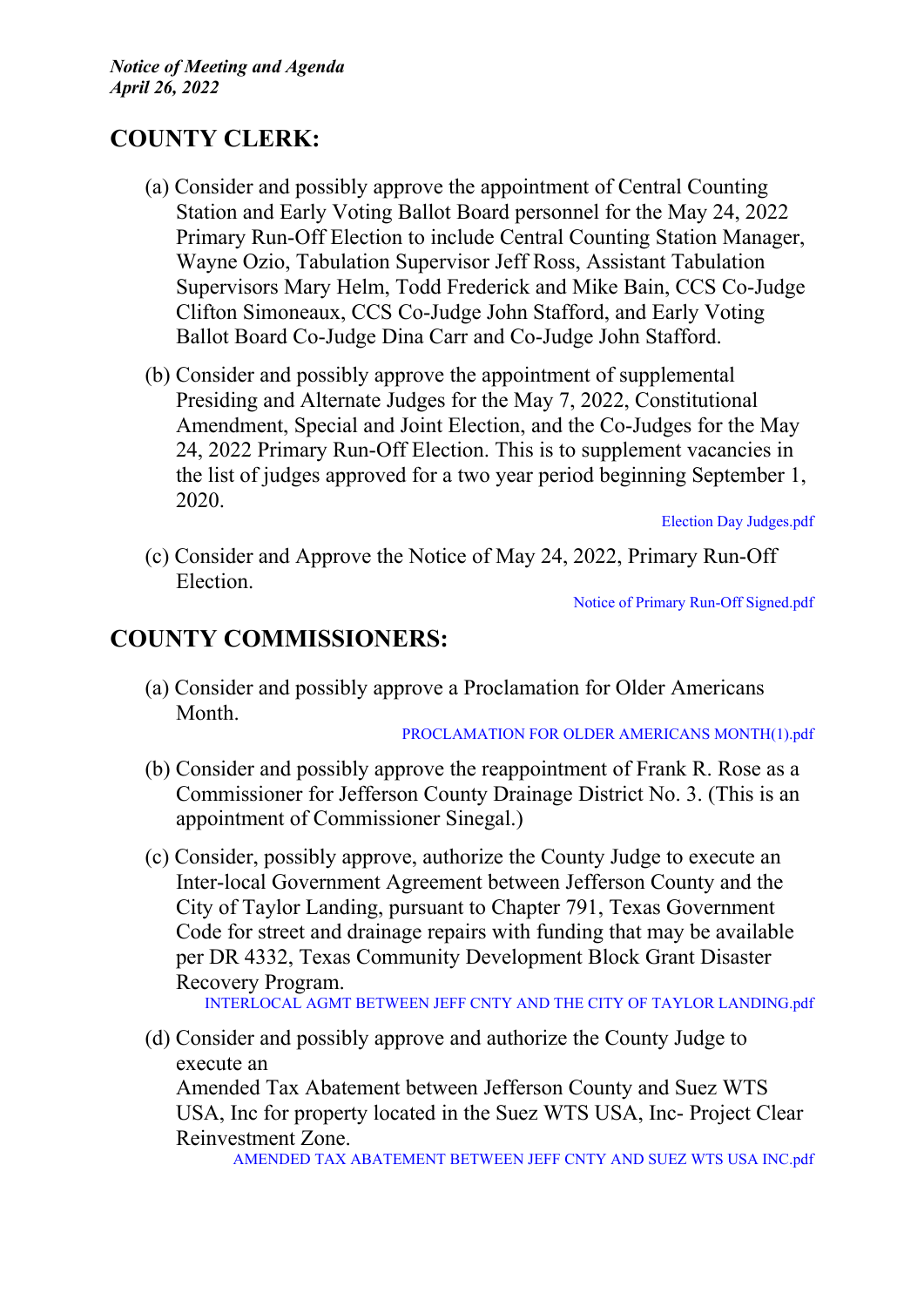## COUNTY CLERK:

(a) Consider and possibly approve the appointment of Central Counting Station and Early Voting Ballot Board personnel for the May 24, 2022 Primary Run-Off Election to include Central Counting Station Manager, Wayne Ozio, Tabulation Supervisor Jeff Ross, Assistant Tabulation Supervisors Mary Helm, Todd Frederick and Mike Bain, CCS Co-Judge Clifton Simoneaux, CCS Co-Judge John Stafford, and Early Voting Ballot Board Co-Judge Dina Carr and Co-Judge John Stafford.

(b) Consider and possibly approve the appointment of supplemental Presiding and Alternate Judges for the May 7, 2022, Constitutional Amendment, Special and Joint Election, and the Co-Judges for the May 24, 2022 Primary Run-Off Election. This is to supplement vacancies in the list of judges approved for a two year period beginning September 1, 2020.

Election Day Judges.pdf

(c) Consider and Approve the Notice of May 24, 2022, Primary Run-Off Election.

Notice of Primary Run-Off Signed.pdf

## COUNTY COMMISSIONERS:

(a) Consider and possibly approve a Proclamation for Older Americans Month.

PROCLAMATION FOR OLDER AMERICANS MONTH(1).pdf

(b) Consider and possibly approve the reappointment of Frank R. Rose as a Commissioner for Jefferson County Drainage District No. 3. (This is an appointment of Commissioner Sinegal.)

(c) Consider, possibly approve, authorize the County Judge to execute an Inter-local Government Agreement between Jefferson County and the City of Taylor Landing, pursuant to Chapter 791, Texas Government Code for street and drainage repairs with funding that may be available per DR 4332, Texas Community Development Block Grant Disaster Recovery Program.

INTERLOCAL AGMT BETWEEN JEFF CNTY AND THE CITY OF TAYLOR LANDING.pdf

(d) Consider and possibly approve and authorize the County Judge to execute an
Amended Tax Abatement between Jefferson County and Suez WTS USA, Inc for property located in the Suez WTS USA, Inc- Project Clear Reinvestment Zone.

AMENDED TAX ABATEMENT BETWEEN JEFF CNTY AND SUEZ WTS USA INC.pdf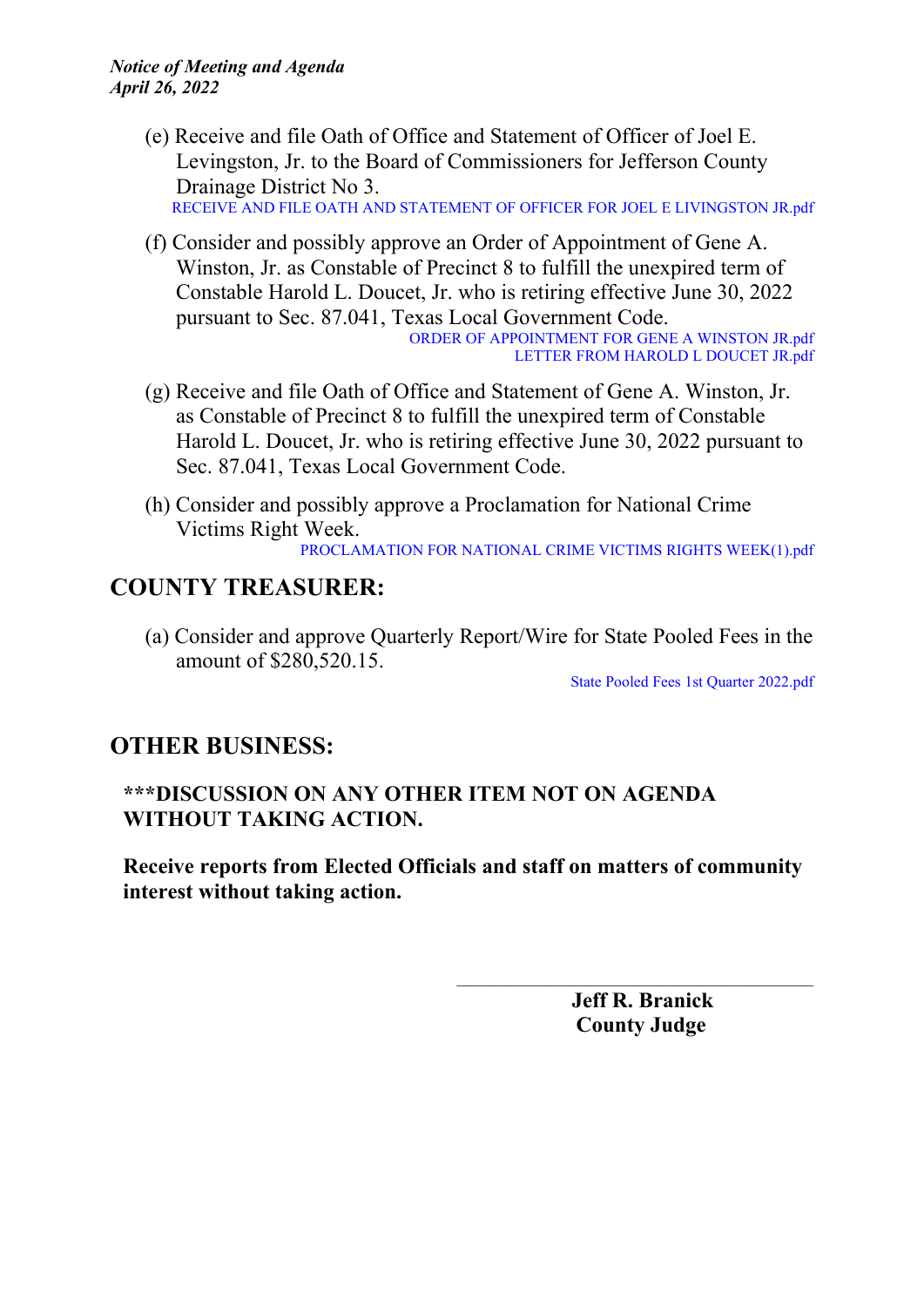(e) Receive and file Oath of Office and Statement of Officer of Joel E. Levingston, Jr. to the Board of Commissioners for Jefferson County Drainage District No 3.

RECEIVE AND FILE OATH AND STATEMENT OF OFFICER FOR JOEL E LIVINGSTON JR.pdf

(f) Consider and possibly approve an Order of Appointment of Gene A. Winston, Jr. as Constable of Precinct 8 to fulfill the unexpired term of Constable Harold L. Doucet, Jr. who is retiring effective June 30, 2022 pursuant to Sec. 87.041, Texas Local Government Code.

ORDER OF APPOINTMENT FOR GENE A WINSTON JR.pdf
LETTER FROM HAROLD L DOUCET JR.pdf

(g) Receive and file Oath of Office and Statement of Gene A. Winston, Jr. as Constable of Precinct 8 to fulfill the unexpired term of Constable Harold L. Doucet, Jr. who is retiring effective June 30, 2022 pursuant to Sec. 87.041, Texas Local Government Code.

(h) Consider and possibly approve a Proclamation for National Crime Victims Right Week.

PROCLAMATION FOR NATIONAL CRIME VICTIMS RIGHTS WEEK(1).pdf

## COUNTY TREASURER:

(a) Consider and approve Quarterly Report/Wire for State Pooled Fees in the amount of $280,520.15.

State Pooled Fees 1st Quarter 2022.pdf

## OTHER BUSINESS:

**\*\*\*DISCUSSION ON ANY OTHER ITEM NOT ON AGENDA WITHOUT TAKING ACTION.**

**Receive reports from Elected Officials and staff on matters of community interest without taking action.**

\_\_\_\_\_\_\_\_\_\_\_\_\_\_\_\_\_\_\_\_\_\_\_\_\_\_\_\_\_\_\_\_

**Jeff R. Branick**
**County Judge**